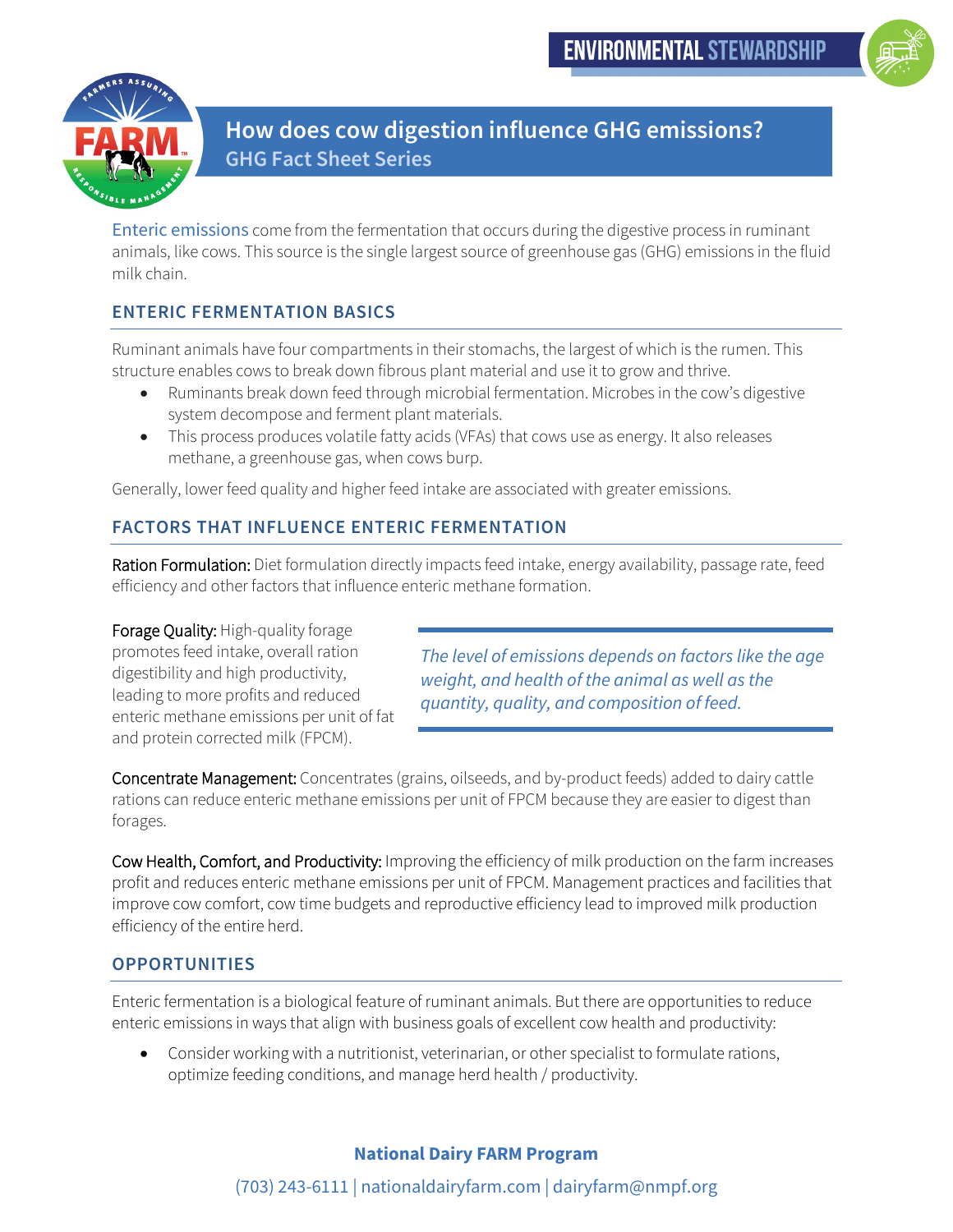ENVIRONMENTAL STEWARDSHIP

# How does cow digestion influence GHG emissions?

## GHG Fact Sheet Series

Enteric emissions come from the fermentation that occurs during the digestive process in ruminant animals, like cows. This source is the single largest source of greenhouse gas (GHG) emissions in the fluid milk chain.

### ENTERIC FERMENTATION BASICS

Ruminant animals have four compartments in their stomachs, the largest of which is the rumen. This structure enables cows to break down fibrous plant material and use it to grow and thrive.

- Ruminants break down feed through microbial fermentation. Microbes in the cow's digestive system decompose and ferment plant materials.
- This process produces volatile fatty acids (VFAs) that cows use as energy. It also releases methane, a greenhouse gas, when cows burp.

Generally, lower feed quality and higher feed intake are associated with greater emissions.

### FACTORS THAT INFLUENCE ENTERIC FERMENTATION

Ration Formulation: Diet formulation directly impacts feed intake, energy availability, passage rate, feed efficiency and other factors that influence enteric methane formation.

Forage Quality: High-quality forage promotes feed intake, overall ration digestibility and high productivity, leading to more profits and reduced enteric methane emissions per unit of fat and protein corrected milk (FPCM).

> *The level of emissions depends on factors like the age weight, and health of the animal as well as the quantity, quality, and composition of feed.*

Concentrate Management: Concentrates (grains, oilseeds, and by-product feeds) added to dairy cattle rations can reduce enteric methane emissions per unit of FPCM because they are easier to digest than forages.

Cow Health, Comfort, and Productivity: Improving the efficiency of milk production on the farm increases profit and reduces enteric methane emissions per unit of FPCM. Management practices and facilities that improve cow comfort, cow time budgets and reproductive efficiency lead to improved milk production efficiency of the entire herd.

### OPPORTUNITIES

Enteric fermentation is a biological feature of ruminant animals. But there are opportunities to reduce enteric emissions in ways that align with business goals of excellent cow health and productivity:

- Consider working with a nutritionist, veterinarian, or other specialist to formulate rations, optimize feeding conditions, and manage herd health / productivity.

**National Dairy FARM Program**

(703) 243-6111 | nationaldairyfarm.com | dairyfarm@nmpf.org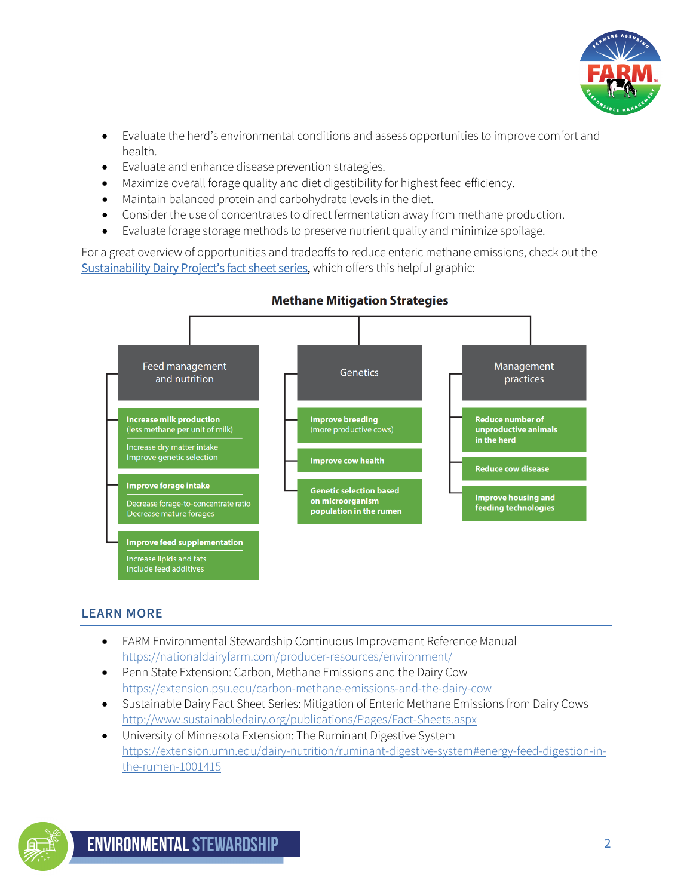- Evaluate the herd's environmental conditions and assess opportunities to improve comfort and health.
- Evaluate and enhance disease prevention strategies.
- Maximize overall forage quality and diet digestibility for highest feed efficiency.
- Maintain balanced protein and carbohydrate levels in the diet.
- Consider the use of concentrates to direct fermentation away from methane production.
- Evaluate forage storage methods to preserve nutrient quality and minimize spoilage.

For a great overview of opportunities and tradeoffs to reduce enteric methane emissions, check out the Sustainability Dairy Project's fact sheet series, which offers this helpful graphic:

**Methane Mitigation Strategies**

Feed management and nutrition

**Increase milk production** (less methane per unit of milk)
Increase dry matter intake
Improve genetic selection

**Improve forage intake**
Decrease forage-to-concentrate ratio
Decrease mature forages

**Improve feed supplementation**
Increase lipids and fats
Include feed additives

Genetics

**Improve breeding** (more productive cows)

**Improve cow health**

**Genetic selection based on microorganism population in the rumen**

Management practices

**Reduce number of unproductive animals in the herd**

**Reduce cow disease**

**Improve housing and feeding technologies**

## LEARN MORE

- FARM Environmental Stewardship Continuous Improvement Reference Manual
  https://nationaldairyfarm.com/producer-resources/environment/
- Penn State Extension: Carbon, Methane Emissions and the Dairy Cow
  https://extension.psu.edu/carbon-methane-emissions-and-the-dairy-cow
- Sustainable Dairy Fact Sheet Series: Mitigation of Enteric Methane Emissions from Dairy Cows
  http://www.sustainabledairy.org/publications/Pages/Fact-Sheets.aspx
- University of Minnesota Extension: The Ruminant Digestive System
  https://extension.umn.edu/dairy-nutrition/ruminant-digestive-system#energy-feed-digestion-in-the-rumen-1001415